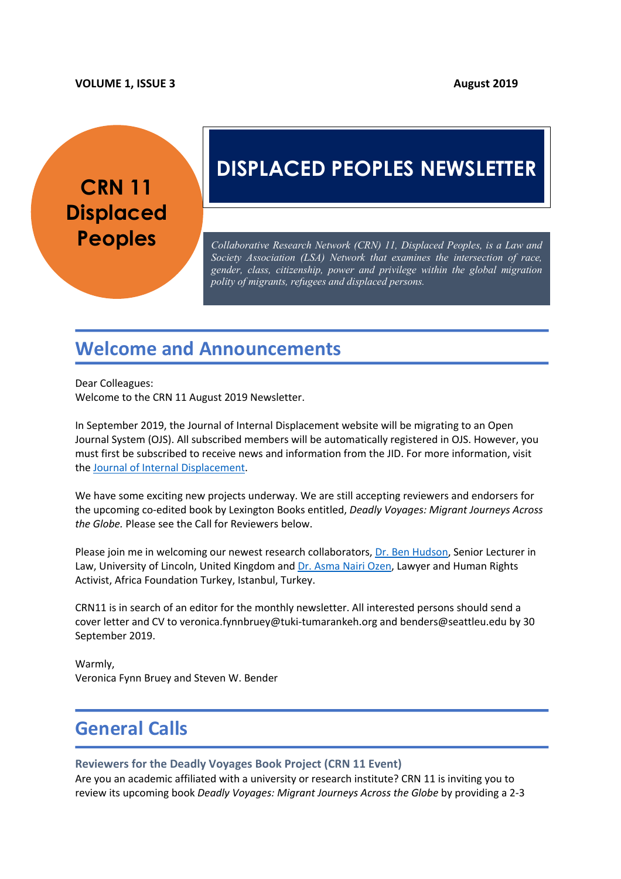**VOLUME 1, ISSUE 3** **August 2019**

**CRN 11 Displaced Peoples**

# DISPLACED PEOPLES NEWSLETTER

*Collaborative Research Network (CRN) 11, Displaced Peoples, is a Law and Society Association (LSA) Network that examines the intersection of race, gender, class, citizenship, power and privilege within the global migration polity of migrants, refugees and displaced persons.*

## Welcome and Announcements

Dear Colleagues:
Welcome to the CRN 11 August 2019 Newsletter.

In September 2019, the Journal of Internal Displacement website will be migrating to an Open Journal System (OJS). All subscribed members will be automatically registered in OJS. However, you must first be subscribed to receive news and information from the JID. For more information, visit the Journal of Internal Displacement.

We have some exciting new projects underway. We are still accepting reviewers and endorsers for the upcoming co-edited book by Lexington Books entitled, *Deadly Voyages: Migrant Journeys Across the Globe.* Please see the Call for Reviewers below.

Please join me in welcoming our newest research collaborators, Dr. Ben Hudson, Senior Lecturer in Law, University of Lincoln, United Kingdom and Dr. Asma Nairi Ozen, Lawyer and Human Rights Activist, Africa Foundation Turkey, Istanbul, Turkey.

CRN11 is in search of an editor for the monthly newsletter. All interested persons should send a cover letter and CV to veronica.fynnbruey@tuki-tumarankeh.org and benders@seattleu.edu by 30 September 2019.

Warmly,
Veronica Fynn Bruey and Steven W. Bender

## General Calls

### Reviewers for the Deadly Voyages Book Project (CRN 11 Event)

Are you an academic affiliated with a university or research institute? CRN 11 is inviting you to review its upcoming book *Deadly Voyages: Migrant Journeys Across the Globe* by providing a 2-3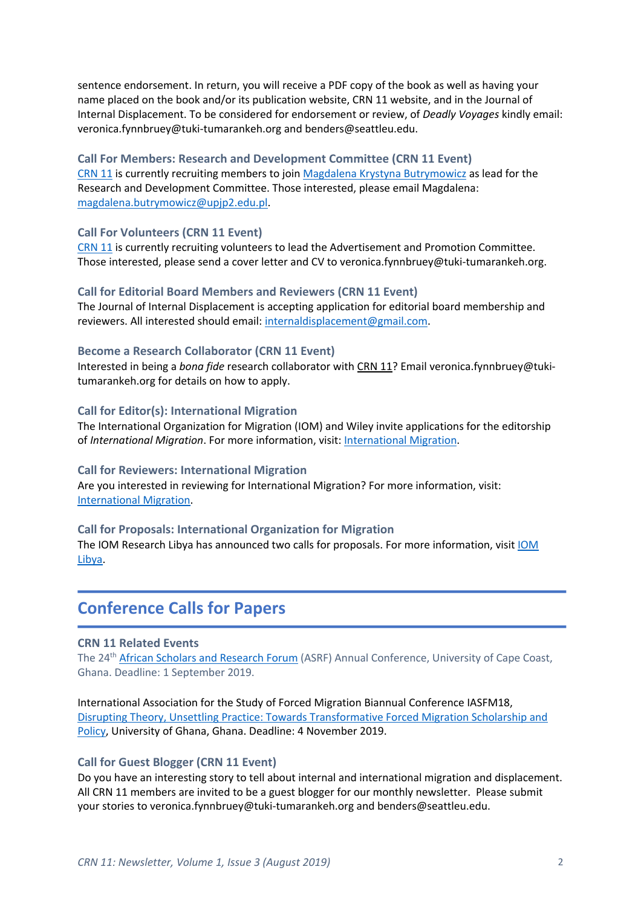sentence endorsement. In return, you will receive a PDF copy of the book as well as having your name placed on the book and/or its publication website, CRN 11 website, and in the Journal of Internal Displacement. To be considered for endorsement or review, of *Deadly Voyages* kindly email: veronica.fynnbruey@tuki-tumarankeh.org and benders@seattleu.edu.

### Call For Members: Research and Development Committee (CRN 11 Event)

CRN 11 is currently recruiting members to join Magdalena Krystyna Butrymowicz as lead for the Research and Development Committee. Those interested, please email Magdalena: magdalena.butrymowicz@upjp2.edu.pl.

### Call For Volunteers (CRN 11 Event)

CRN 11 is currently recruiting volunteers to lead the Advertisement and Promotion Committee. Those interested, please send a cover letter and CV to veronica.fynnbruey@tuki-tumarankeh.org.

### Call for Editorial Board Members and Reviewers (CRN 11 Event)

The Journal of Internal Displacement is accepting application for editorial board membership and reviewers. All interested should email: internaldisplacement@gmail.com.

### Become a Research Collaborator (CRN 11 Event)

Interested in being a *bona fide* research collaborator with CRN 11? Email veronica.fynnbruey@tuki-tumarankeh.org for details on how to apply.

### Call for Editor(s): International Migration

The International Organization for Migration (IOM) and Wiley invite applications for the editorship of *International Migration*. For more information, visit: International Migration.

### Call for Reviewers: International Migration

Are you interested in reviewing for International Migration? For more information, visit: International Migration.

### Call for Proposals: International Organization for Migration

The IOM Research Libya has announced two calls for proposals. For more information, visit IOM Libya.

## Conference Calls for Papers

### CRN 11 Related Events

The 24th African Scholars and Research Forum (ASRF) Annual Conference, University of Cape Coast, Ghana. Deadline: 1 September 2019.

International Association for the Study of Forced Migration Biannual Conference IASFM18, Disrupting Theory, Unsettling Practice: Towards Transformative Forced Migration Scholarship and Policy, University of Ghana, Ghana. Deadline: 4 November 2019.

### Call for Guest Blogger (CRN 11 Event)

Do you have an interesting story to tell about internal and international migration and displacement. All CRN 11 members are invited to be a guest blogger for our monthly newsletter. Please submit your stories to veronica.fynnbruey@tuki-tumarankeh.org and benders@seattleu.edu.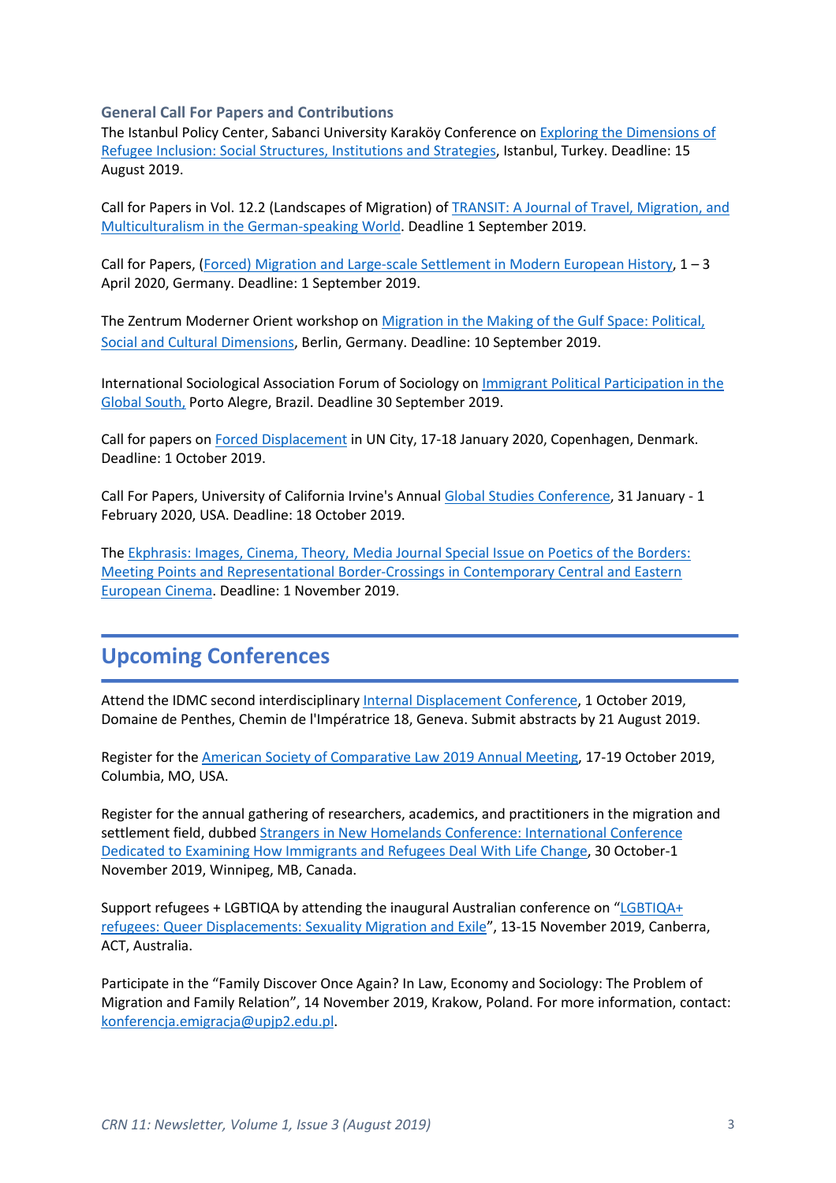### General Call For Papers and Contributions

The Istanbul Policy Center, Sabanci University Karaköy Conference on Exploring the Dimensions of Refugee Inclusion: Social Structures, Institutions and Strategies, Istanbul, Turkey. Deadline: 15 August 2019.

Call for Papers in Vol. 12.2 (Landscapes of Migration) of TRANSIT: A Journal of Travel, Migration, and Multiculturalism in the German-speaking World. Deadline 1 September 2019.

Call for Papers, (Forced) Migration and Large-scale Settlement in Modern European History, 1 – 3 April 2020, Germany. Deadline: 1 September 2019.

The Zentrum Moderner Orient workshop on Migration in the Making of the Gulf Space: Political, Social and Cultural Dimensions, Berlin, Germany. Deadline: 10 September 2019.

International Sociological Association Forum of Sociology on Immigrant Political Participation in the Global South, Porto Alegre, Brazil. Deadline 30 September 2019.

Call for papers on Forced Displacement in UN City, 17-18 January 2020, Copenhagen, Denmark. Deadline: 1 October 2019.

Call For Papers, University of California Irvine's Annual Global Studies Conference, 31 January - 1 February 2020, USA. Deadline: 18 October 2019.

The Ekphrasis: Images, Cinema, Theory, Media Journal Special Issue on Poetics of the Borders: Meeting Points and Representational Border-Crossings in Contemporary Central and Eastern European Cinema. Deadline: 1 November 2019.

## Upcoming Conferences

Attend the IDMC second interdisciplinary Internal Displacement Conference, 1 October 2019, Domaine de Penthes, Chemin de l'Impératrice 18, Geneva. Submit abstracts by 21 August 2019.

Register for the American Society of Comparative Law 2019 Annual Meeting, 17-19 October 2019, Columbia, MO, USA.

Register for the annual gathering of researchers, academics, and practitioners in the migration and settlement field, dubbed Strangers in New Homelands Conference: International Conference Dedicated to Examining How Immigrants and Refugees Deal With Life Change, 30 October-1 November 2019, Winnipeg, MB, Canada.

Support refugees + LGBTIQA by attending the inaugural Australian conference on "LGBTIQA+ refugees: Queer Displacements: Sexuality Migration and Exile", 13-15 November 2019, Canberra, ACT, Australia.

Participate in the "Family Discover Once Again? In Law, Economy and Sociology: The Problem of Migration and Family Relation", 14 November 2019, Krakow, Poland. For more information, contact: konferencja.emigracja@upjp2.edu.pl.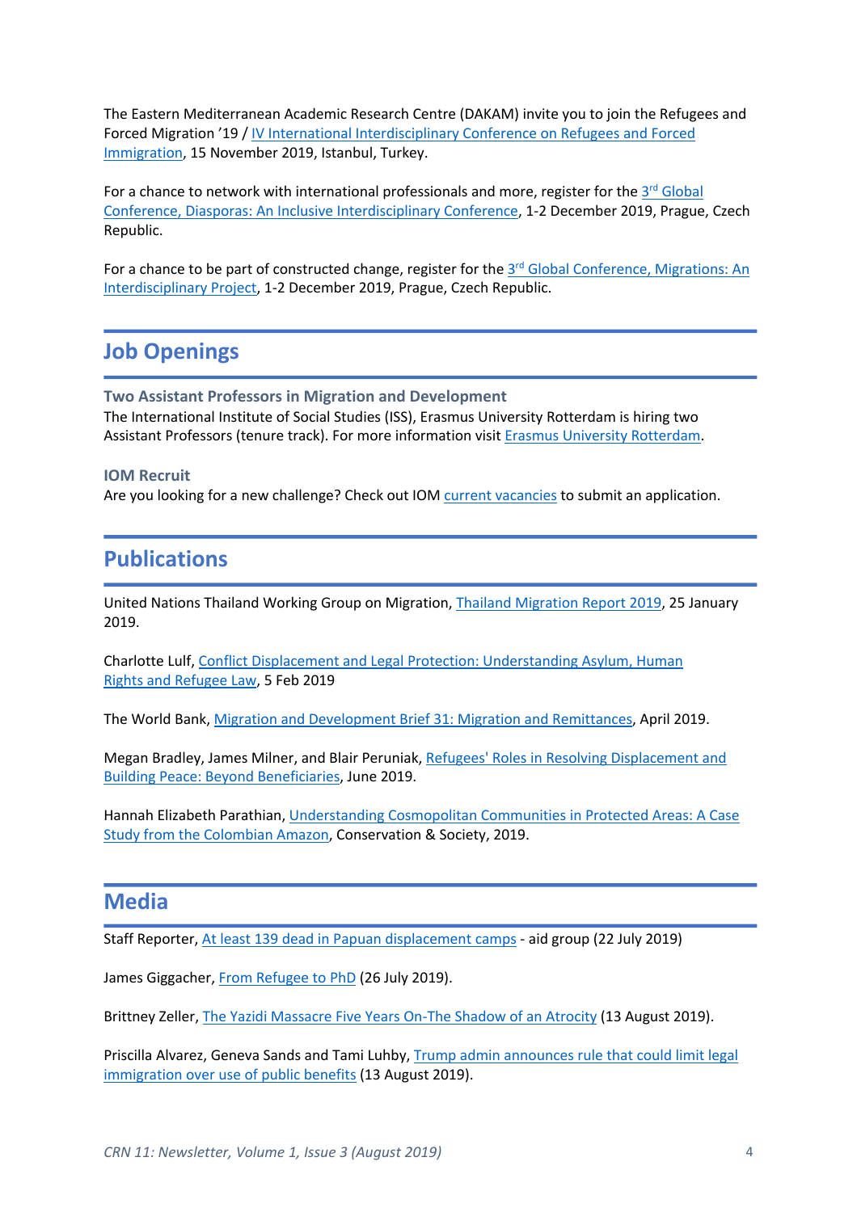The Eastern Mediterranean Academic Research Centre (DAKAM) invite you to join the Refugees and Forced Migration '19 / IV International Interdisciplinary Conference on Refugees and Forced Immigration, 15 November 2019, Istanbul, Turkey.

For a chance to network with international professionals and more, register for the 3rd Global Conference, Diasporas: An Inclusive Interdisciplinary Conference, 1-2 December 2019, Prague, Czech Republic.

For a chance to be part of constructed change, register for the 3rd Global Conference, Migrations: An Interdisciplinary Project, 1-2 December 2019, Prague, Czech Republic.

## Job Openings

**Two Assistant Professors in Migration and Development**
The International Institute of Social Studies (ISS), Erasmus University Rotterdam is hiring two Assistant Professors (tenure track). For more information visit Erasmus University Rotterdam.

**IOM Recruit**
Are you looking for a new challenge? Check out IOM current vacancies to submit an application.

## Publications

United Nations Thailand Working Group on Migration, Thailand Migration Report 2019, 25 January 2019.

Charlotte Lulf, Conflict Displacement and Legal Protection: Understanding Asylum, Human Rights and Refugee Law, 5 Feb 2019

The World Bank, Migration and Development Brief 31: Migration and Remittances, April 2019.

Megan Bradley, James Milner, and Blair Peruniak, Refugees' Roles in Resolving Displacement and Building Peace: Beyond Beneficiaries, June 2019.

Hannah Elizabeth Parathian, Understanding Cosmopolitan Communities in Protected Areas: A Case Study from the Colombian Amazon, Conservation & Society, 2019.

## Media

Staff Reporter, At least 139 dead in Papuan displacement camps - aid group (22 July 2019)

James Giggacher, From Refugee to PhD (26 July 2019).

Brittney Zeller, The Yazidi Massacre Five Years On-The Shadow of an Atrocity (13 August 2019).

Priscilla Alvarez, Geneva Sands and Tami Luhby, Trump admin announces rule that could limit legal immigration over use of public benefits (13 August 2019).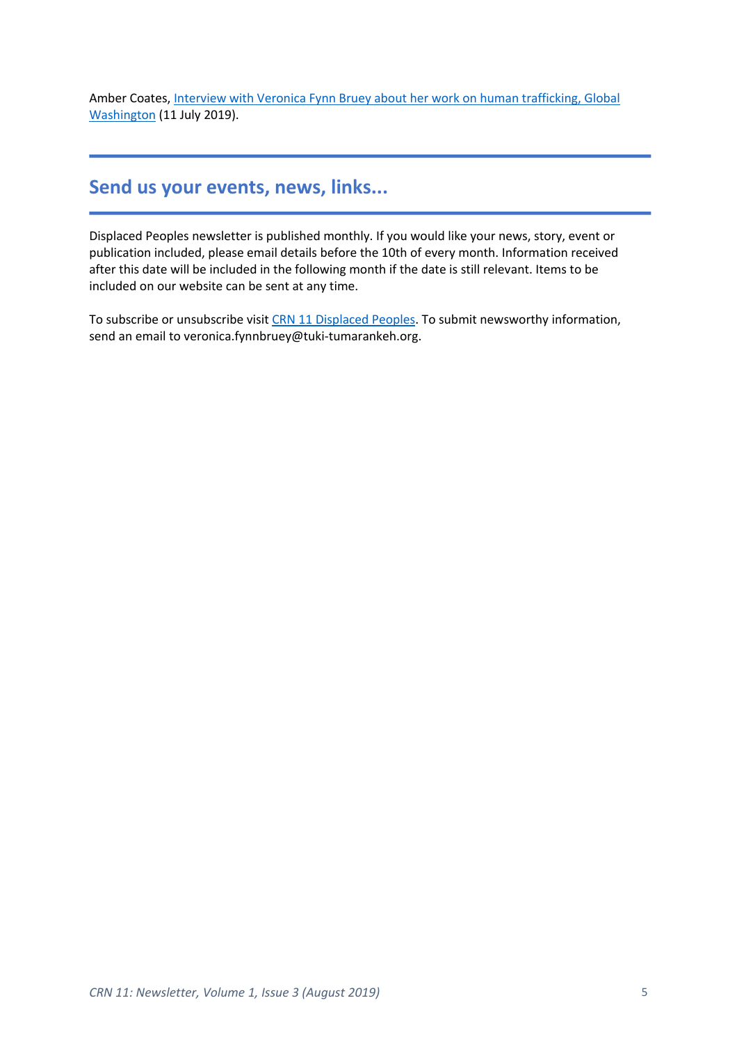Amber Coates, Interview with Veronica Fynn Bruey about her work on human trafficking, Global Washington (11 July 2019).

## Send us your events, news, links...

Displaced Peoples newsletter is published monthly. If you would like your news, story, event or publication included, please email details before the 10th of every month. Information received after this date will be included in the following month if the date is still relevant. Items to be included on our website can be sent at any time.

To subscribe or unsubscribe visit CRN 11 Displaced Peoples. To submit newsworthy information, send an email to veronica.fynnbruey@tuki-tumarankeh.org.